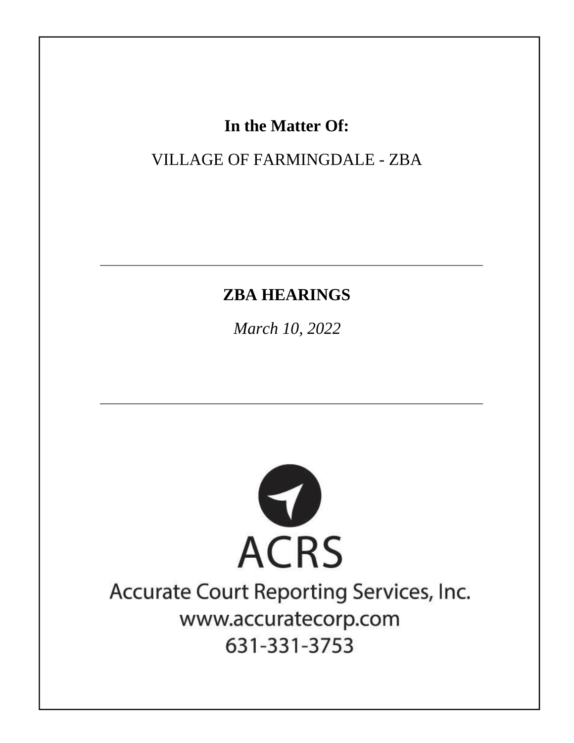**In the Matter Of:**

VILLAGE OF FARMINGDALE - ZBA

---

**ZBA HEARINGS**

*March 10, 2022*

---

ACRS

Accurate Court Reporting Services, Inc.

www.accuratecorp.com

631-331-3753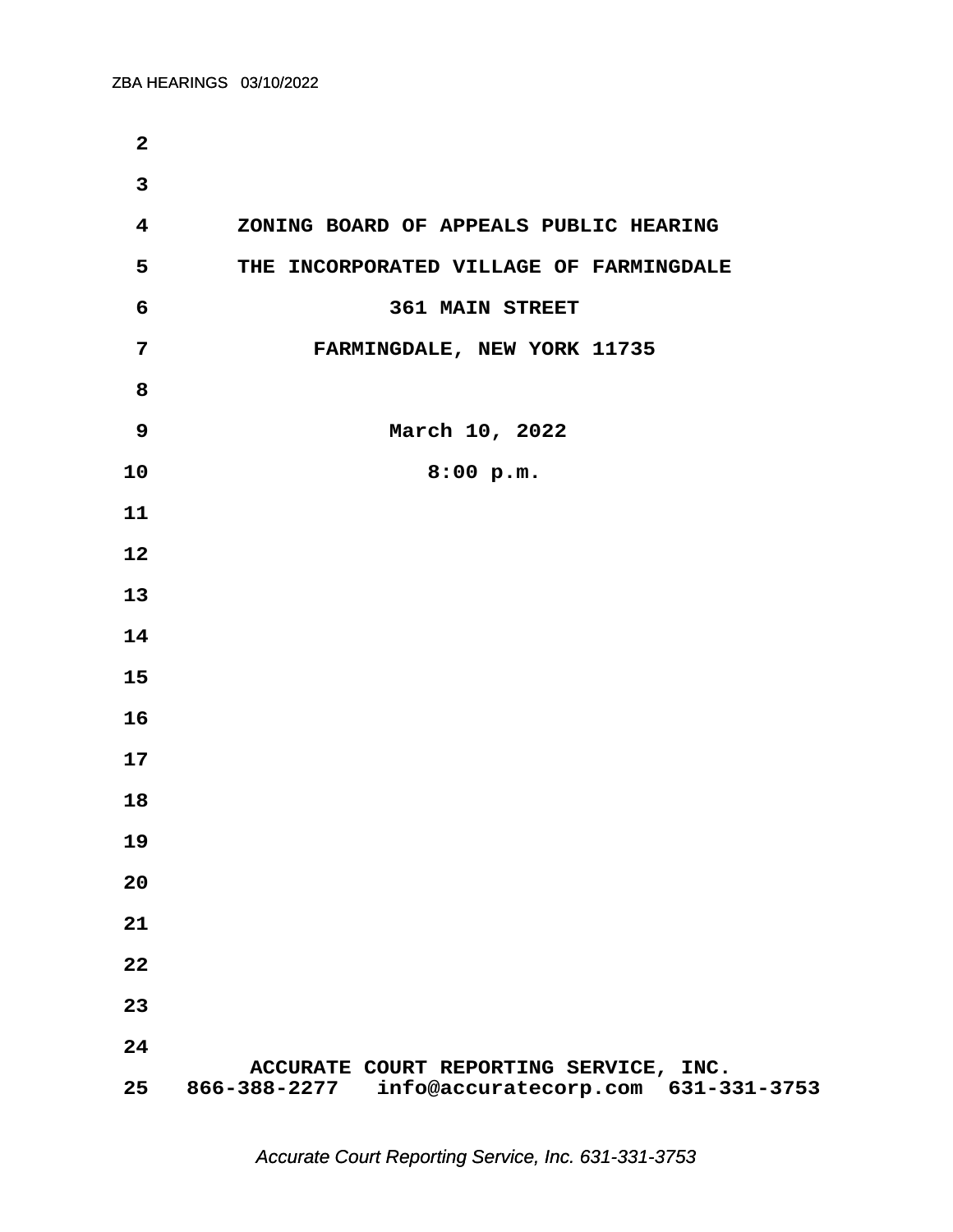ZONING BOARD OF APPEALS PUBLIC HEARING

THE INCORPORATED VILLAGE OF FARMINGDALE

361 MAIN STREET

FARMINGDALE, NEW YORK 11735

March 10, 2022

8:00 p.m.

ACCURATE COURT REPORTING SERVICE, INC.

866-388-2277 info@accuratecorp.com 631-331-3753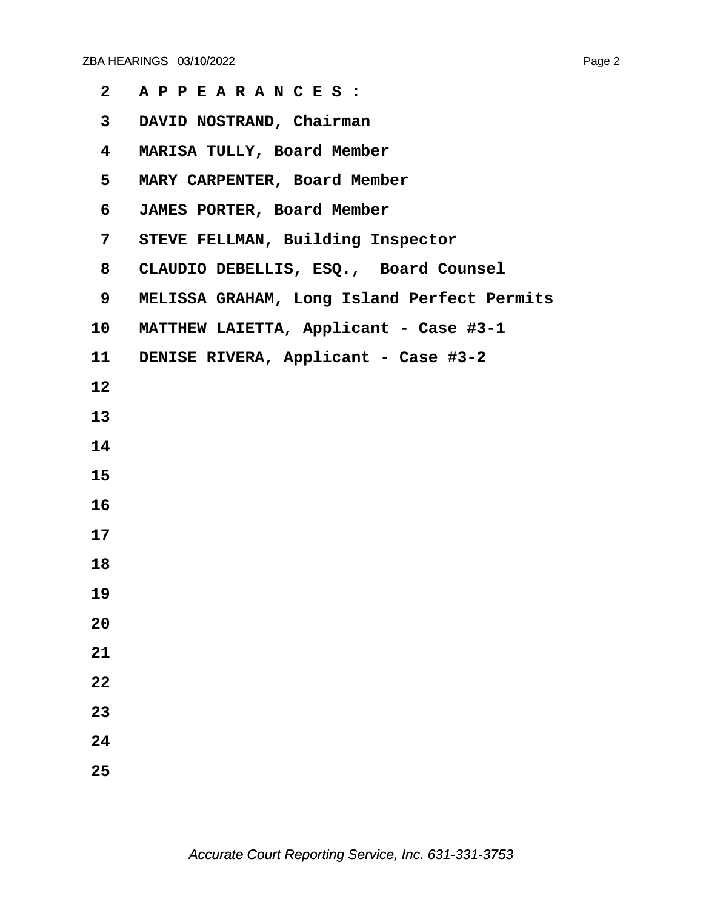2 A P P E A R A N C E S :

3 DAVID NOSTRAND, Chairman

4 MARISA TULLY, Board Member

5 MARY CARPENTER, Board Member

6 JAMES PORTER, Board Member

7 STEVE FELLMAN, Building Inspector

8 CLAUDIO DEBELLIS, ESQ., Board Counsel

9 MELISSA GRAHAM, Long Island Perfect Permits

10 MATTHEW LAIETTA, Applicant - Case #3-1

11 DENISE RIVERA, Applicant - Case #3-2

12

13

14

15

16

17

18

19

20

21

22

23

24

25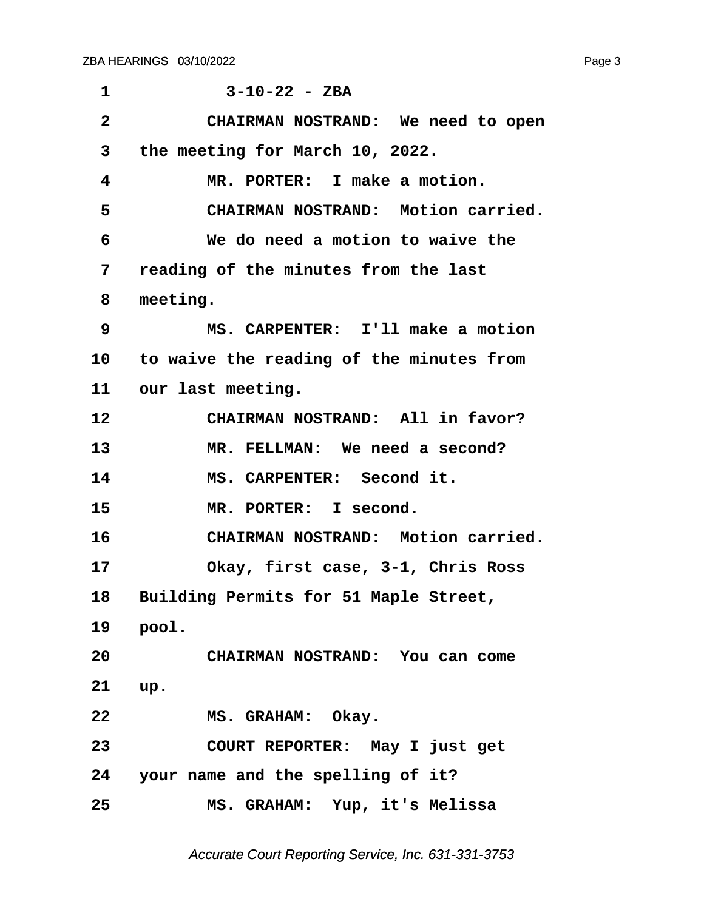1 3-10-22 - ZBA

2 CHAIRMAN NOSTRAND: We need to open

3 the meeting for March 10, 2022.

4 MR. PORTER: I make a motion.

5 CHAIRMAN NOSTRAND: Motion carried.

6 We do need a motion to waive the

7 reading of the minutes from the last

8 meeting.

9 MS. CARPENTER: I'll make a motion

10 to waive the reading of the minutes from

11 our last meeting.

12 CHAIRMAN NOSTRAND: All in favor?

13 MR. FELLMAN: We need a second?

14 MS. CARPENTER: Second it.

15 MR. PORTER: I second.

16 CHAIRMAN NOSTRAND: Motion carried.

17 Okay, first case, 3-1, Chris Ross

18 Building Permits for 51 Maple Street,

19 pool.

20 CHAIRMAN NOSTRAND: You can come

21 up.

22 MS. GRAHAM: Okay.

23 COURT REPORTER: May I just get

24 your name and the spelling of it?

25 MS. GRAHAM: Yup, it's Melissa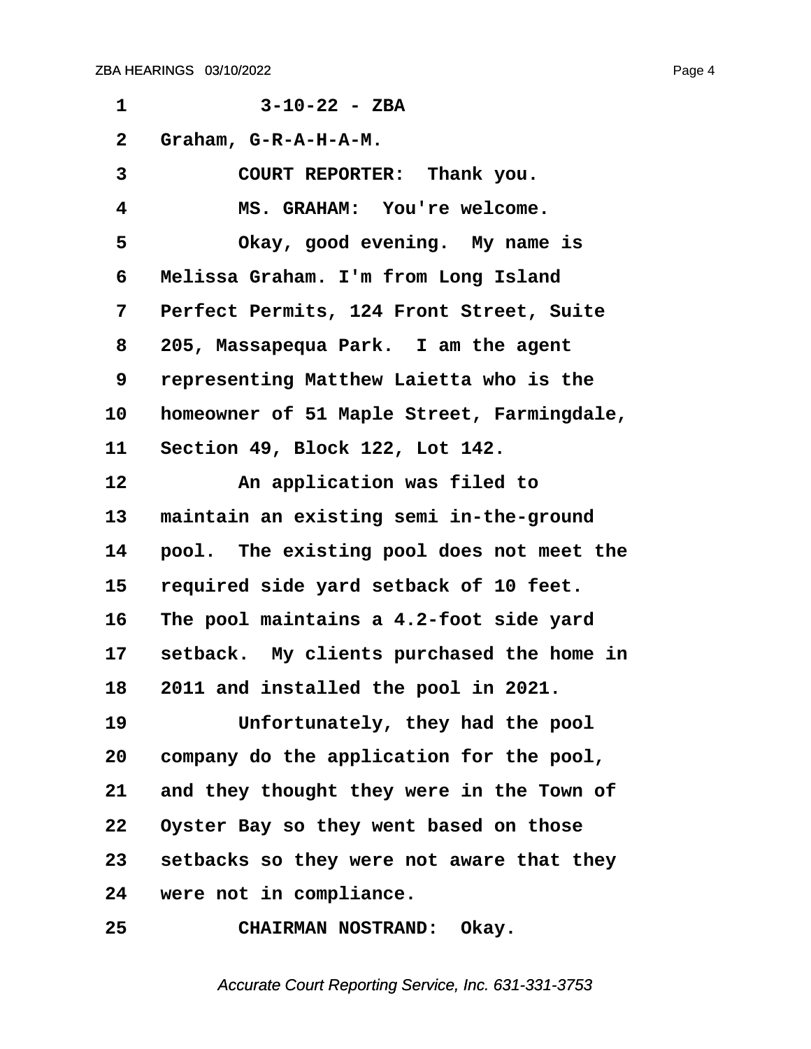3-10-22 - ZBA

Graham, G-R-A-H-A-M.

COURT REPORTER: Thank you.

MS. GRAHAM: You're welcome.

Okay, good evening. My name is Melissa Graham. I'm from Long Island Perfect Permits, 124 Front Street, Suite 205, Massapequa Park. I am the agent representing Matthew Laietta who is the homeowner of 51 Maple Street, Farmingdale, Section 49, Block 122, Lot 142.

An application was filed to maintain an existing semi in-the-ground pool. The existing pool does not meet the required side yard setback of 10 feet. The pool maintains a 4.2-foot side yard setback. My clients purchased the home in 2011 and installed the pool in 2021.

Unfortunately, they had the pool company do the application for the pool, and they thought they were in the Town of Oyster Bay so they went based on those setbacks so they were not aware that they were not in compliance.

CHAIRMAN NOSTRAND: Okay.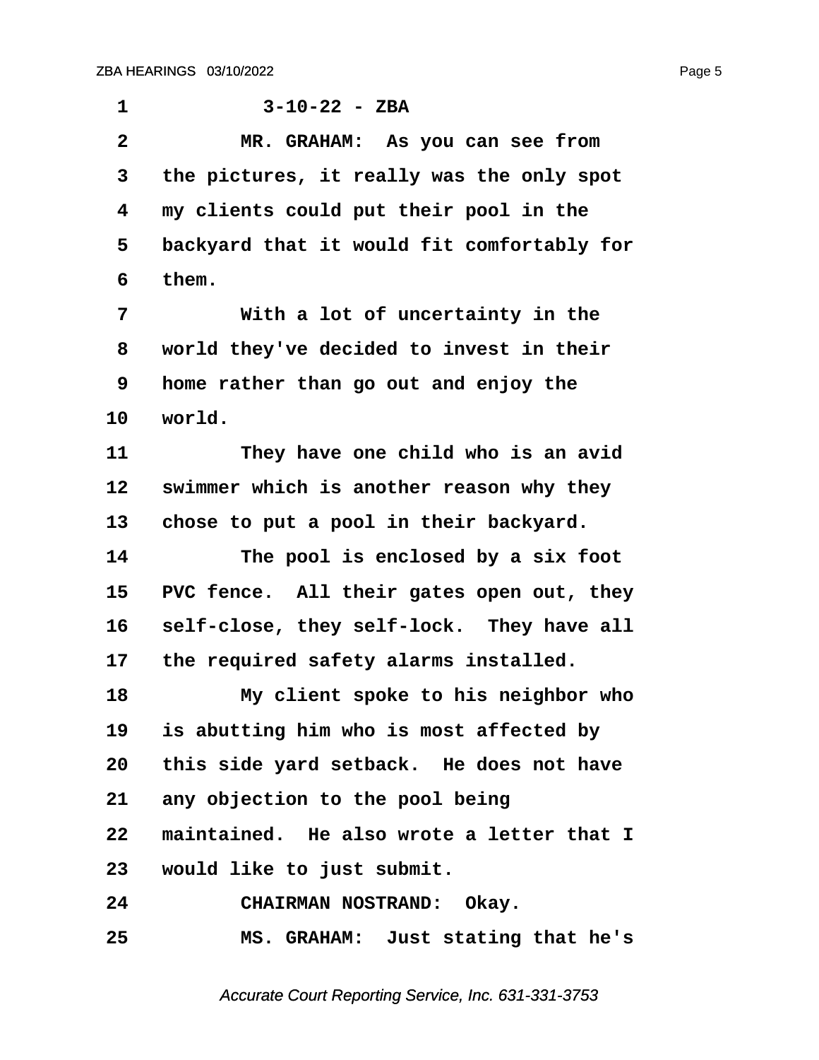3-10-22 - ZBA

MR. GRAHAM: As you can see from the pictures, it really was the only spot my clients could put their pool in the backyard that it would fit comfortably for them.

With a lot of uncertainty in the world they've decided to invest in their home rather than go out and enjoy the world.

They have one child who is an avid swimmer which is another reason why they chose to put a pool in their backyard.

The pool is enclosed by a six foot PVC fence. All their gates open out, they self-close, they self-lock. They have all the required safety alarms installed.

My client spoke to his neighbor who is abutting him who is most affected by this side yard setback. He does not have any objection to the pool being maintained. He also wrote a letter that I would like to just submit.

CHAIRMAN NOSTRAND: Okay.

MS. GRAHAM: Just stating that he's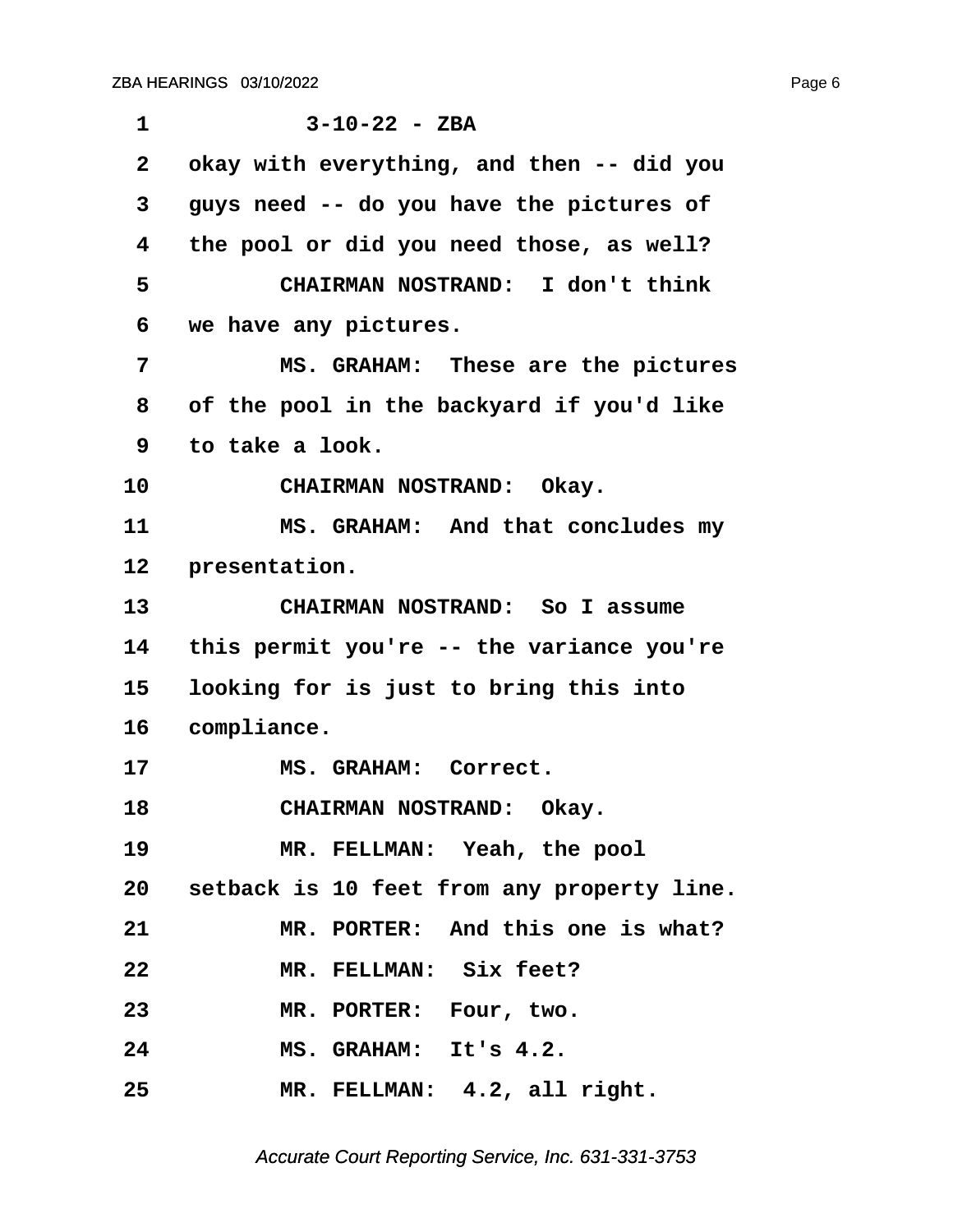1 3-10-22 - ZBA

2 okay with everything, and then -- did you

3 guys need -- do you have the pictures of

4 the pool or did you need those, as well?

5 CHAIRMAN NOSTRAND: I don't think

6 we have any pictures.

7 MS. GRAHAM: These are the pictures

8 of the pool in the backyard if you'd like

9 to take a look.

10 CHAIRMAN NOSTRAND: Okay.

11 MS. GRAHAM: And that concludes my

12 presentation.

13 CHAIRMAN NOSTRAND: So I assume

14 this permit you're -- the variance you're

15 looking for is just to bring this into

16 compliance.

17 MS. GRAHAM: Correct.

18 CHAIRMAN NOSTRAND: Okay.

19 MR. FELLMAN: Yeah, the pool

20 setback is 10 feet from any property line.

21 MR. PORTER: And this one is what?

22 MR. FELLMAN: Six feet?

23 MR. PORTER: Four, two.

24 MS. GRAHAM: It's 4.2.

25 MR. FELLMAN: 4.2, all right.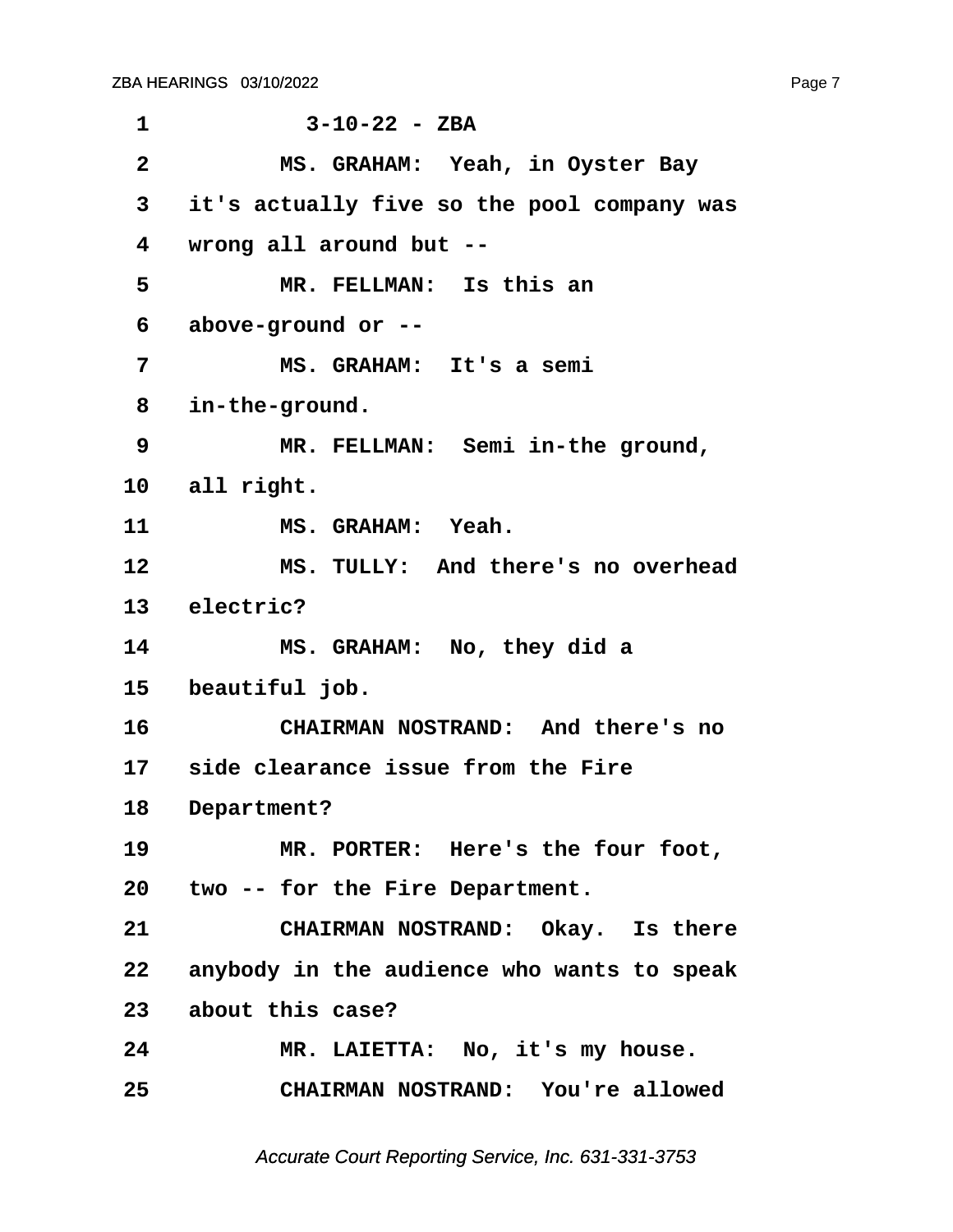3-10-22 - ZBA

MS. GRAHAM: Yeah, in Oyster Bay it's actually five so the pool company was wrong all around but --

MR. FELLMAN: Is this an above-ground or --

MS. GRAHAM: It's a semi in-the-ground.

MR. FELLMAN: Semi in-the ground, all right.

MS. GRAHAM: Yeah.

MS. TULLY: And there's no overhead electric?

MS. GRAHAM: No, they did a beautiful job.

CHAIRMAN NOSTRAND: And there's no side clearance issue from the Fire Department?

MR. PORTER: Here's the four foot, two -- for the Fire Department.

CHAIRMAN NOSTRAND: Okay. Is there anybody in the audience who wants to speak about this case?

MR. LAIETTA: No, it's my house.

CHAIRMAN NOSTRAND: You're allowed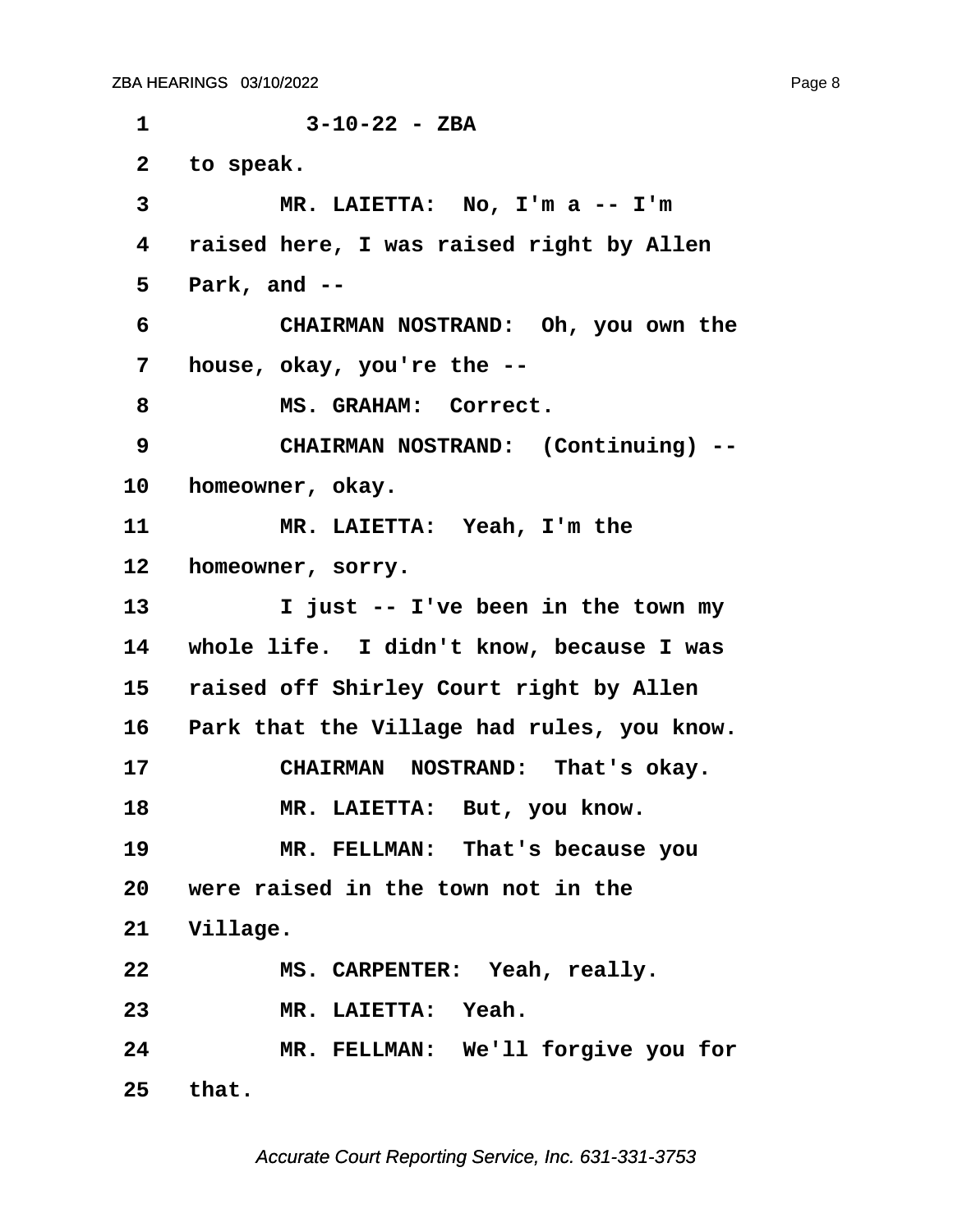1 3-10-22 - ZBA

2 to speak.

3 MR. LAIETTA: No, I'm a -- I'm

4 raised here, I was raised right by Allen

5 Park, and --

6 CHAIRMAN NOSTRAND: Oh, you own the

7 house, okay, you're the --

8 MS. GRAHAM: Correct.

9 CHAIRMAN NOSTRAND: (Continuing) --

10 homeowner, okay.

11 MR. LAIETTA: Yeah, I'm the

12 homeowner, sorry.

13 I just -- I've been in the town my

14 whole life. I didn't know, because I was

15 raised off Shirley Court right by Allen

16 Park that the Village had rules, you know.

17 CHAIRMAN NOSTRAND: That's okay.

18 MR. LAIETTA: But, you know.

19 MR. FELLMAN: That's because you

20 were raised in the town not in the

21 Village.

22 MS. CARPENTER: Yeah, really.

23 MR. LAIETTA: Yeah.

24 MR. FELLMAN: We'll forgive you for

25 that.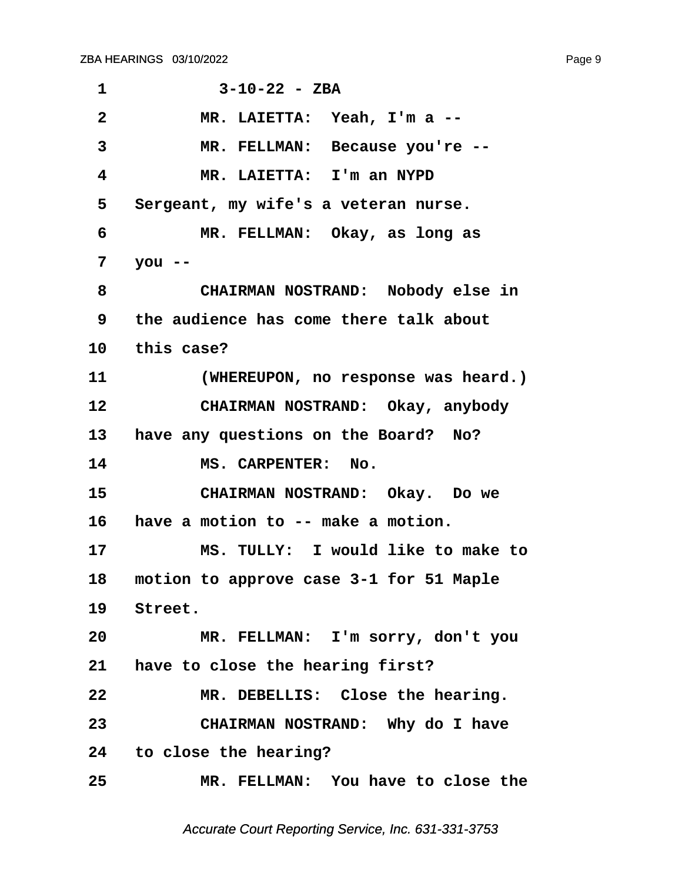1 3-10-22 - ZBA

2 MR. LAIETTA: Yeah, I'm a --

3 MR. FELLMAN: Because you're --

4 MR. LAIETTA: I'm an NYPD

5 Sergeant, my wife's a veteran nurse.

6 MR. FELLMAN: Okay, as long as

7 you --

8 CHAIRMAN NOSTRAND: Nobody else in

9 the audience has come there talk about

10 this case?

11 (WHEREUPON, no response was heard.)

12 CHAIRMAN NOSTRAND: Okay, anybody

13 have any questions on the Board? No?

14 MS. CARPENTER: No.

15 CHAIRMAN NOSTRAND: Okay. Do we

16 have a motion to -- make a motion.

17 MS. TULLY: I would like to make to

18 motion to approve case 3-1 for 51 Maple

19 Street.

20 MR. FELLMAN: I'm sorry, don't you

21 have to close the hearing first?

22 MR. DEBELLIS: Close the hearing.

23 CHAIRMAN NOSTRAND: Why do I have

24 to close the hearing?

25 MR. FELLMAN: You have to close the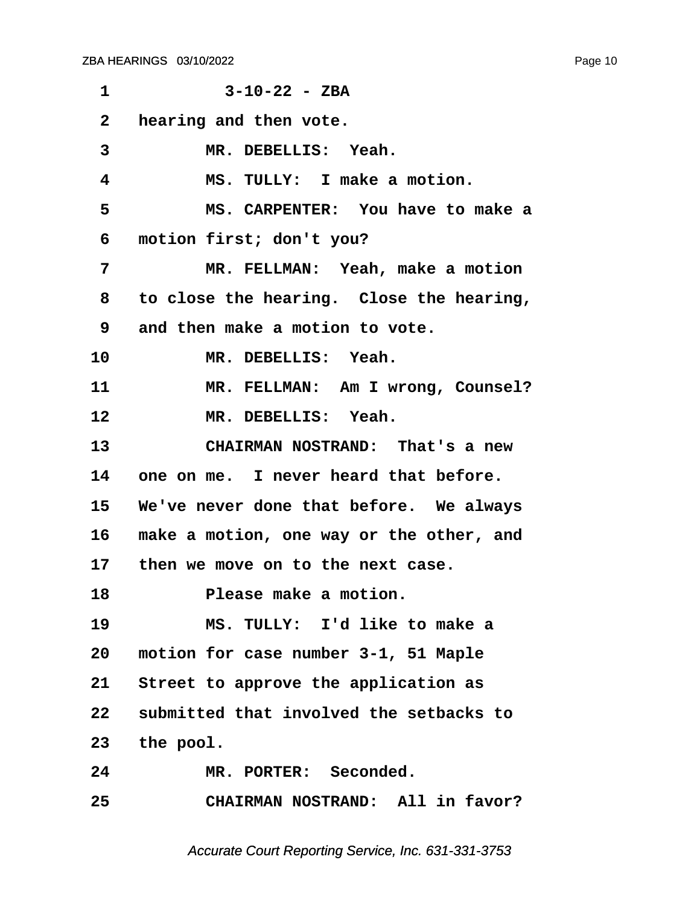1 3-10-22 - ZBA

2 hearing and then vote.

3 MR. DEBELLIS: Yeah.

4 MS. TULLY: I make a motion.

5 MS. CARPENTER: You have to make a

6 motion first; don't you?

7 MR. FELLMAN: Yeah, make a motion

8 to close the hearing. Close the hearing,

9 and then make a motion to vote.

10 MR. DEBELLIS: Yeah.

11 MR. FELLMAN: Am I wrong, Counsel?

12 MR. DEBELLIS: Yeah.

13 CHAIRMAN NOSTRAND: That's a new

14 one on me. I never heard that before.

15 We've never done that before. We always

16 make a motion, one way or the other, and

17 then we move on to the next case.

18 Please make a motion.

19 MS. TULLY: I'd like to make a

20 motion for case number 3-1, 51 Maple

21 Street to approve the application as

22 submitted that involved the setbacks to

23 the pool.

24 MR. PORTER: Seconded.

25 CHAIRMAN NOSTRAND: All in favor?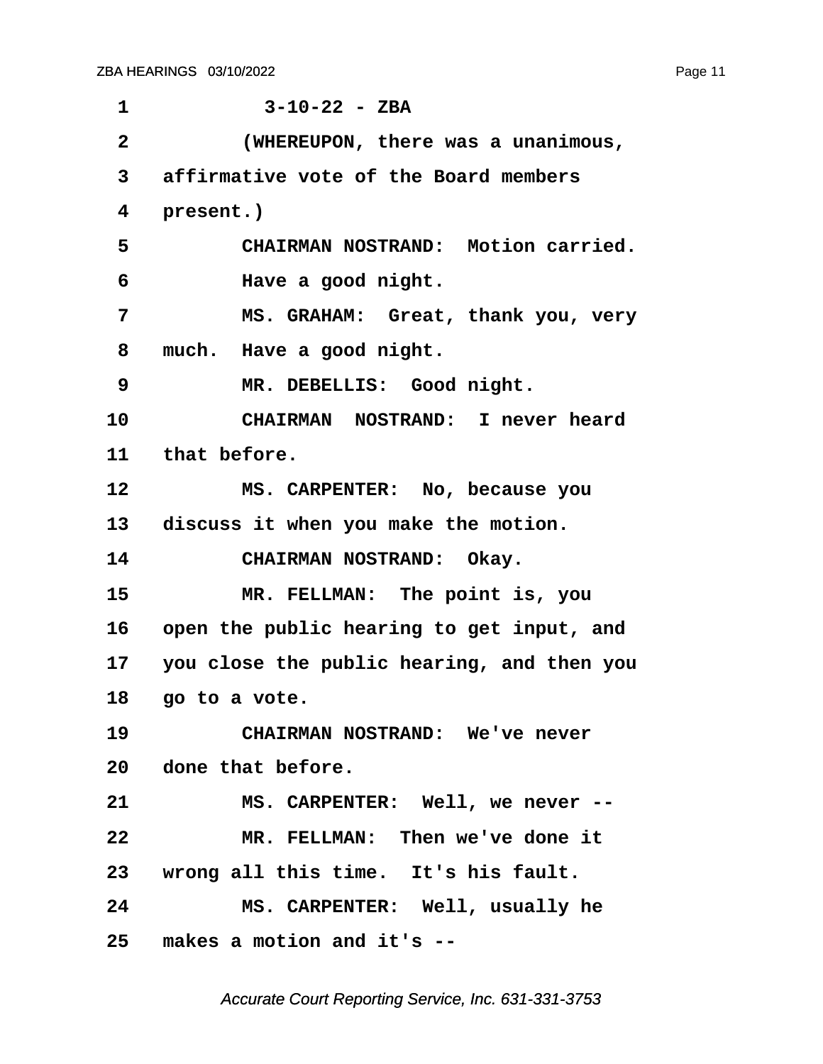3-10-22 - ZBA

(WHEREUPON, there was a unanimous, affirmative vote of the Board members present.)

CHAIRMAN NOSTRAND: Motion carried. Have a good night.

MS. GRAHAM: Great, thank you, very much. Have a good night.

MR. DEBELLIS: Good night.

CHAIRMAN NOSTRAND: I never heard that before.

MS. CARPENTER: No, because you discuss it when you make the motion.

CHAIRMAN NOSTRAND: Okay.

MR. FELLMAN: The point is, you open the public hearing to get input, and you close the public hearing, and then you go to a vote.

CHAIRMAN NOSTRAND: We've never done that before.

MS. CARPENTER: Well, we never --

MR. FELLMAN: Then we've done it wrong all this time. It's his fault.

MS. CARPENTER: Well, usually he makes a motion and it's --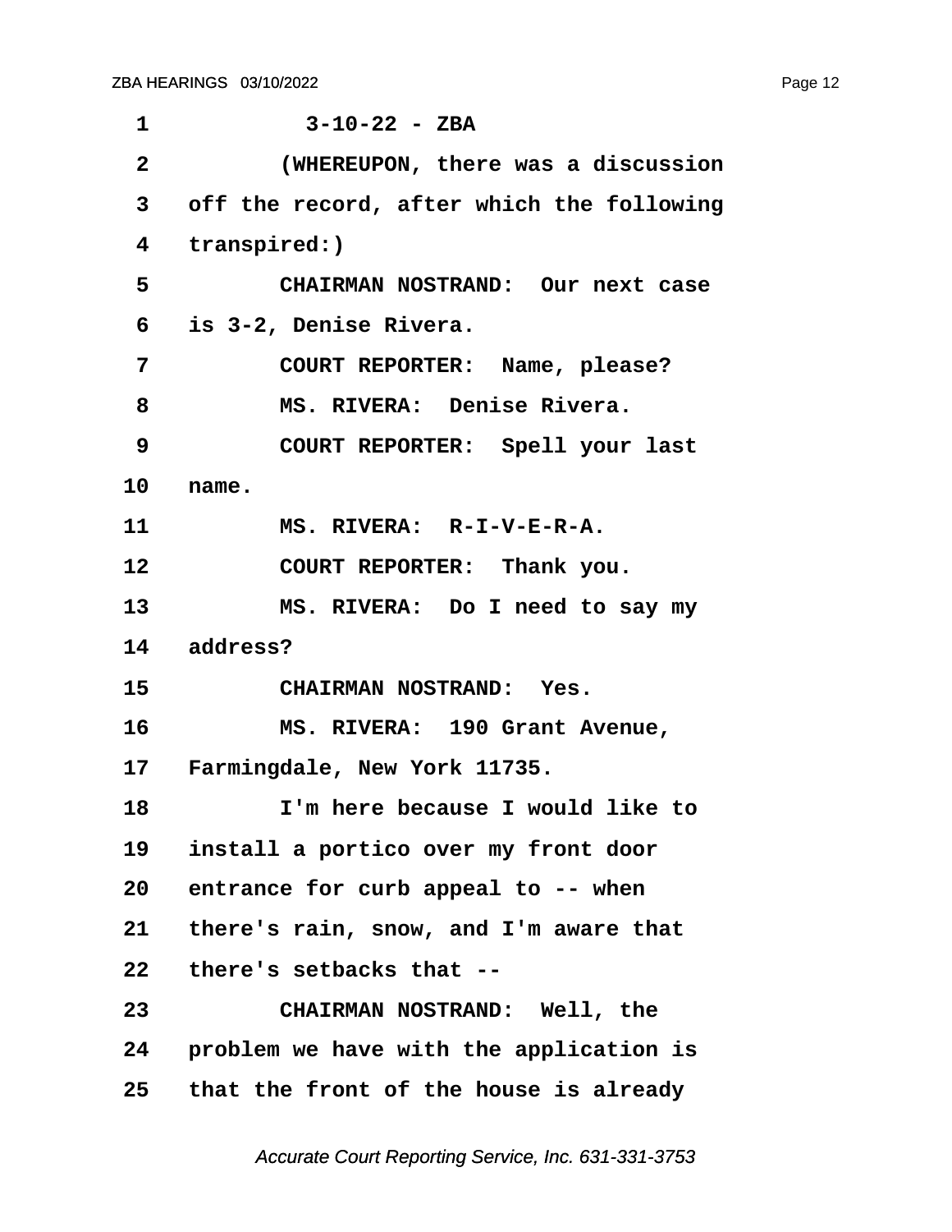3-10-22 - ZBA

(WHEREUPON, there was a discussion off the record, after which the following transpired:)

CHAIRMAN NOSTRAND: Our next case is 3-2, Denise Rivera.

COURT REPORTER: Name, please?

MS. RIVERA: Denise Rivera.

COURT REPORTER: Spell your last name.

MS. RIVERA: R-I-V-E-R-A.

COURT REPORTER: Thank you.

MS. RIVERA: Do I need to say my address?

CHAIRMAN NOSTRAND: Yes.

MS. RIVERA: 190 Grant Avenue, Farmingdale, New York 11735.

I'm here because I would like to install a portico over my front door entrance for curb appeal to -- when there's rain, snow, and I'm aware that there's setbacks that --

CHAIRMAN NOSTRAND: Well, the problem we have with the application is that the front of the house is already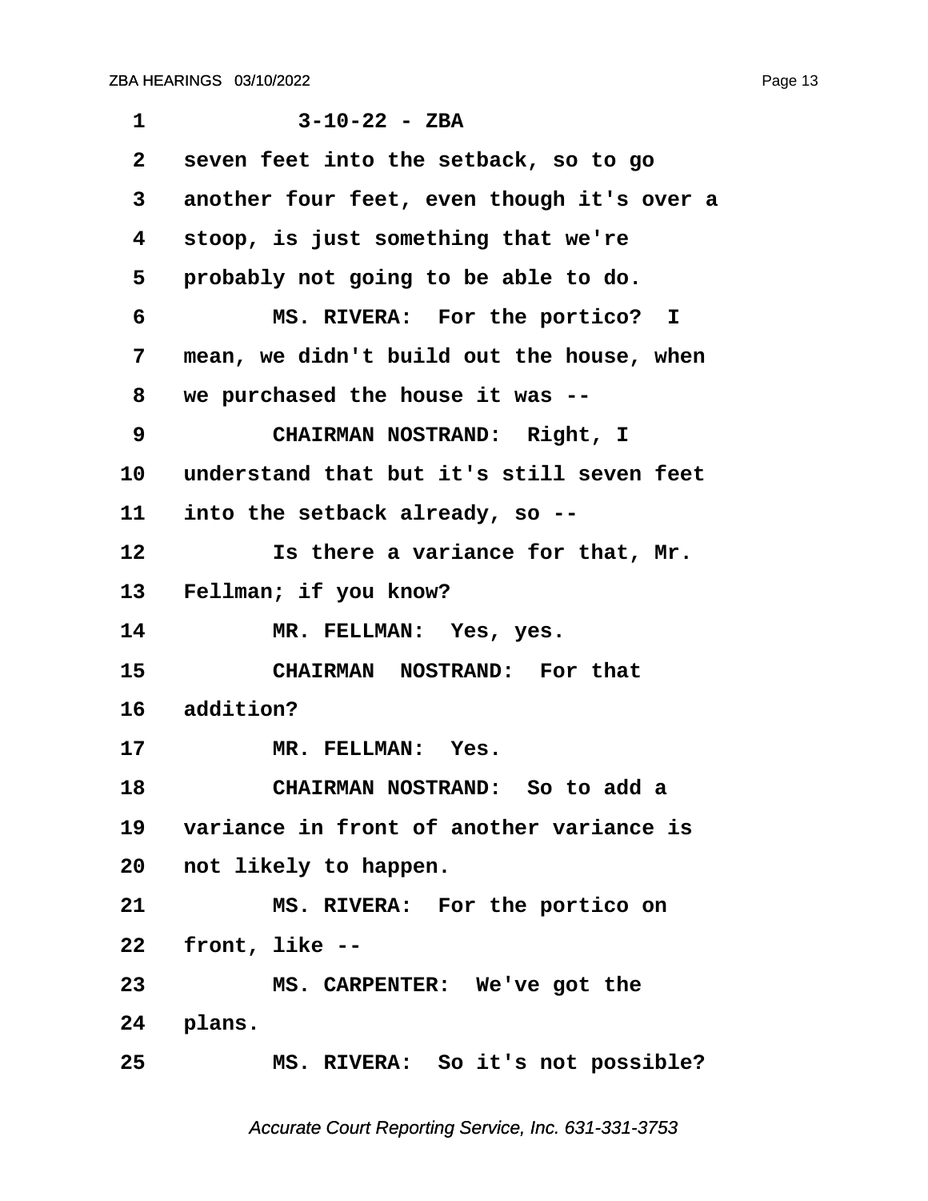1 3-10-22 - ZBA

2 seven feet into the setback, so to go

3 another four feet, even though it's over a

4 stoop, is just something that we're

5 probably not going to be able to do.

6 MS. RIVERA: For the portico? I

7 mean, we didn't build out the house, when

8 we purchased the house it was --

9 CHAIRMAN NOSTRAND: Right, I

10 understand that but it's still seven feet

11 into the setback already, so --

12 Is there a variance for that, Mr.

13 Fellman; if you know?

14 MR. FELLMAN: Yes, yes.

15 CHAIRMAN NOSTRAND: For that

16 addition?

17 MR. FELLMAN: Yes.

18 CHAIRMAN NOSTRAND: So to add a

19 variance in front of another variance is

20 not likely to happen.

21 MS. RIVERA: For the portico on

22 front, like --

23 MS. CARPENTER: We've got the

24 plans.

25 MS. RIVERA: So it's not possible?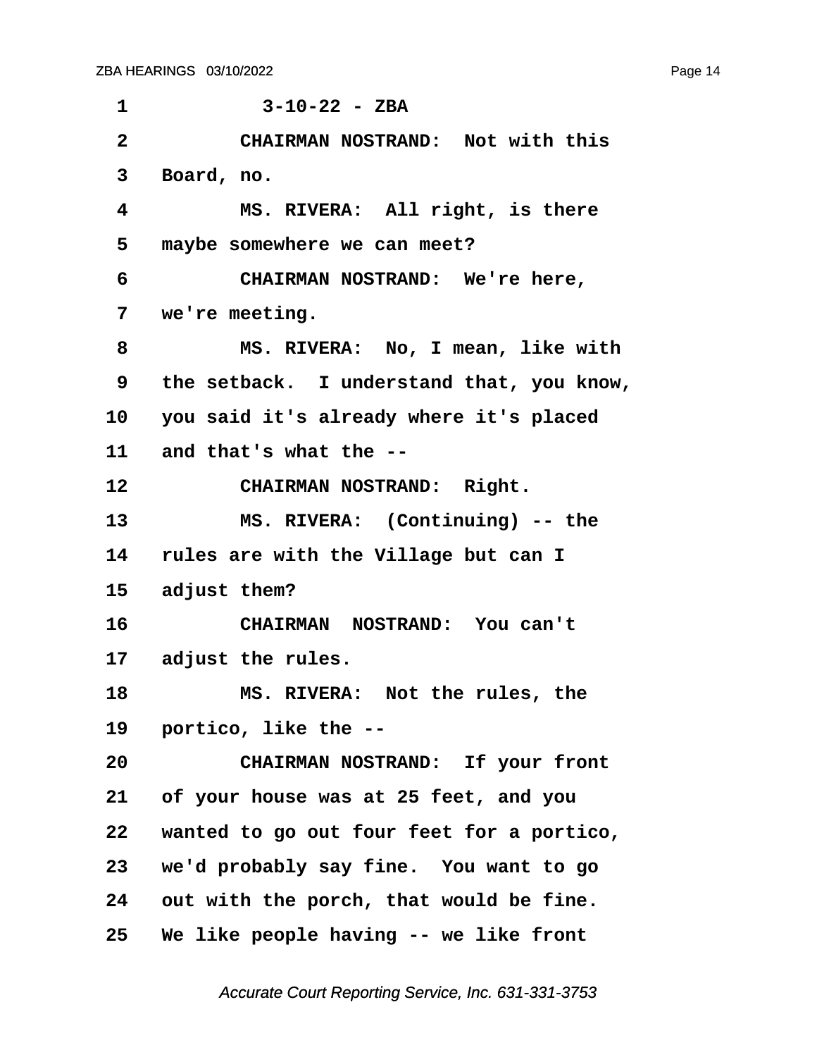3-10-22 - ZBA

CHAIRMAN NOSTRAND: Not with this Board, no.

MS. RIVERA: All right, is there maybe somewhere we can meet?

CHAIRMAN NOSTRAND: We're here, we're meeting.

MS. RIVERA: No, I mean, like with the setback. I understand that, you know, you said it's already where it's placed and that's what the --

CHAIRMAN NOSTRAND: Right.

MS. RIVERA: (Continuing) -- the rules are with the Village but can I adjust them?

CHAIRMAN NOSTRAND: You can't adjust the rules.

MS. RIVERA: Not the rules, the portico, like the --

CHAIRMAN NOSTRAND: If your front of your house was at 25 feet, and you wanted to go out four feet for a portico, we'd probably say fine. You want to go out with the porch, that would be fine. We like people having -- we like front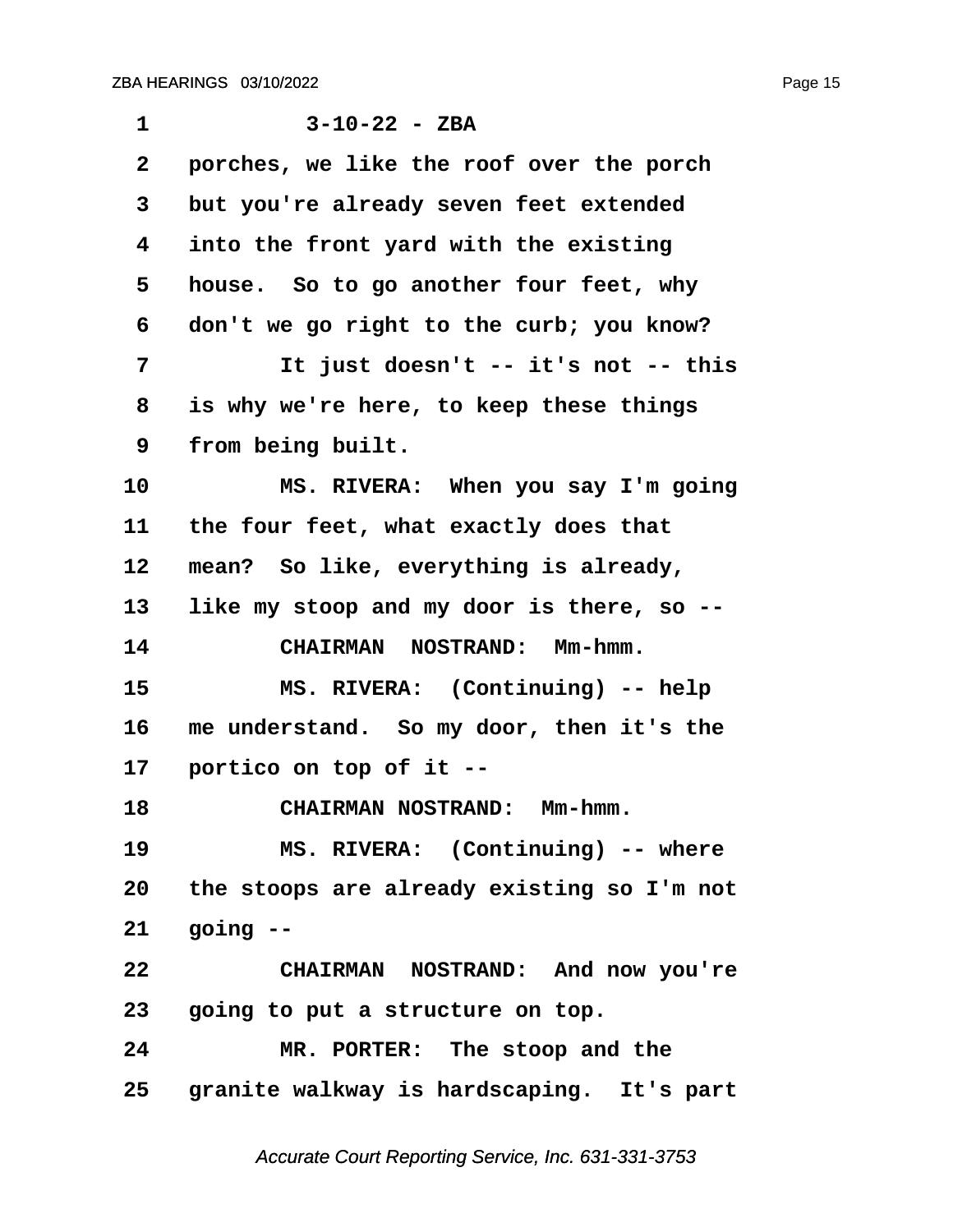1 3-10-22 - ZBA

2 porches, we like the roof over the porch

3 but you're already seven feet extended

4 into the front yard with the existing

5 house. So to go another four feet, why

6 don't we go right to the curb; you know?

7 It just doesn't -- it's not -- this

8 is why we're here, to keep these things

9 from being built.

10 MS. RIVERA: When you say I'm going

11 the four feet, what exactly does that

12 mean? So like, everything is already,

13 like my stoop and my door is there, so --

14 CHAIRMAN NOSTRAND: Mm-hmm.

15 MS. RIVERA: (Continuing) -- help

16 me understand. So my door, then it's the

17 portico on top of it --

18 CHAIRMAN NOSTRAND: Mm-hmm.

19 MS. RIVERA: (Continuing) -- where

20 the stoops are already existing so I'm not

21 going --

22 CHAIRMAN NOSTRAND: And now you're

23 going to put a structure on top.

24 MR. PORTER: The stoop and the

25 granite walkway is hardscaping. It's part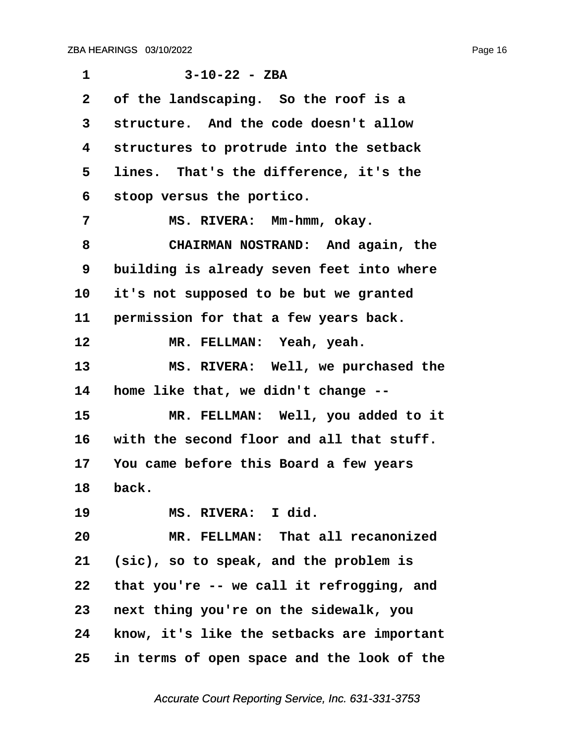3-10-22 - ZBA

of the landscaping. So the roof is a structure. And the code doesn't allow structures to protrude into the setback lines. That's the difference, it's the stoop versus the portico.

MS. RIVERA: Mm-hmm, okay.

CHAIRMAN NOSTRAND: And again, the building is already seven feet into where it's not supposed to be but we granted permission for that a few years back.

MR. FELLMAN: Yeah, yeah.

MS. RIVERA: Well, we purchased the home like that, we didn't change --

MR. FELLMAN: Well, you added to it with the second floor and all that stuff. You came before this Board a few years back.

MS. RIVERA: I did.

MR. FELLMAN: That all recanonized (sic), so to speak, and the problem is that you're -- we call it refrogging, and next thing you're on the sidewalk, you know, it's like the setbacks are important in terms of open space and the look of the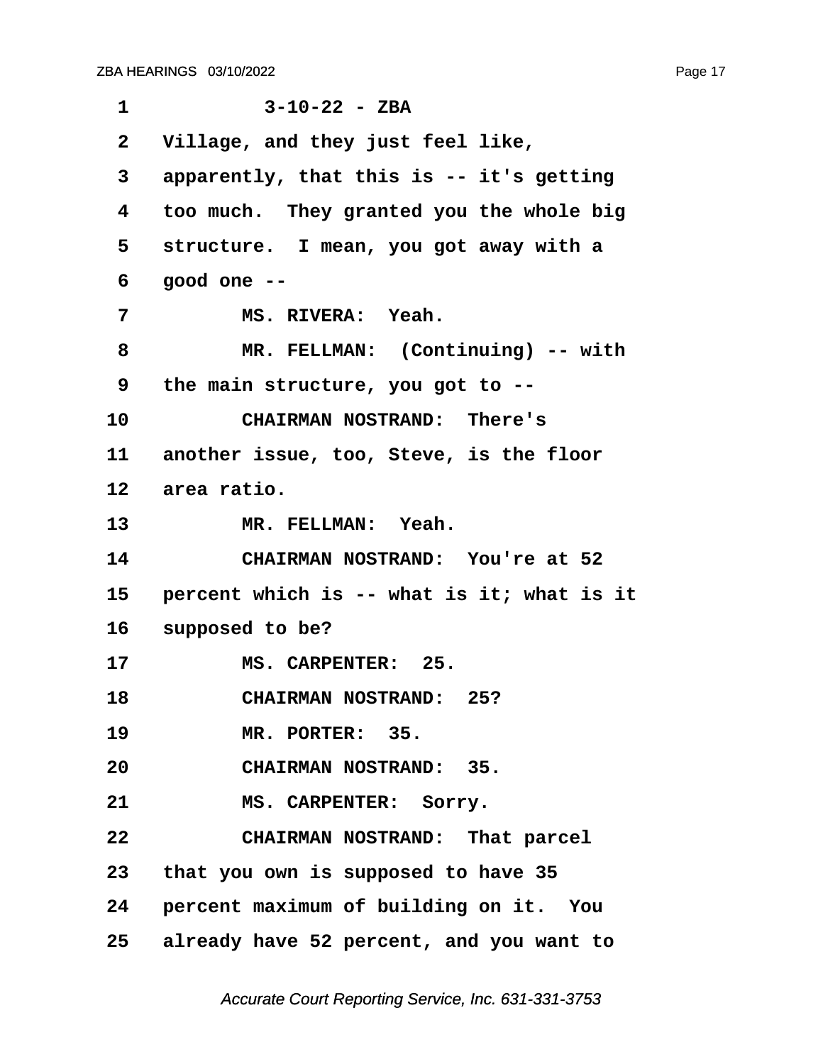3-10-22 - ZBA

Village, and they just feel like, apparently, that this is -- it's getting too much. They granted you the whole big structure. I mean, you got away with a good one --

MS. RIVERA: Yeah.

MR. FELLMAN: (Continuing) -- with the main structure, you got to --

CHAIRMAN NOSTRAND: There's another issue, too, Steve, is the floor area ratio.

MR. FELLMAN: Yeah.

CHAIRMAN NOSTRAND: You're at 52 percent which is -- what is it; what is it supposed to be?

MS. CARPENTER: 25.

CHAIRMAN NOSTRAND: 25?

MR. PORTER: 35.

CHAIRMAN NOSTRAND: 35.

MS. CARPENTER: Sorry.

CHAIRMAN NOSTRAND: That parcel that you own is supposed to have 35 percent maximum of building on it. You already have 52 percent, and you want to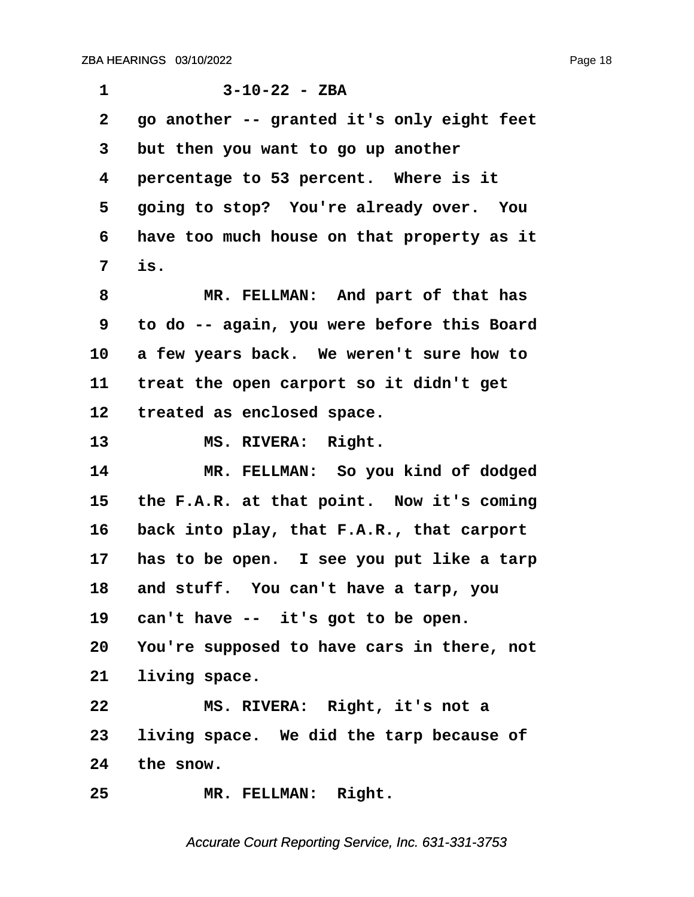1 3-10-22 - ZBA

2 go another -- granted it's only eight feet

3 but then you want to go up another

4 percentage to 53 percent. Where is it

5 going to stop? You're already over. You

6 have too much house on that property as it

7 is.

8 MR. FELLMAN: And part of that has

9 to do -- again, you were before this Board

10 a few years back. We weren't sure how to

11 treat the open carport so it didn't get

12 treated as enclosed space.

13 MS. RIVERA: Right.

14 MR. FELLMAN: So you kind of dodged

15 the F.A.R. at that point. Now it's coming

16 back into play, that F.A.R., that carport

17 has to be open. I see you put like a tarp

18 and stuff. You can't have a tarp, you

19 can't have -- it's got to be open.

20 You're supposed to have cars in there, not

21 living space.

22 MS. RIVERA: Right, it's not a

23 living space. We did the tarp because of

24 the snow.

25 MR. FELLMAN: Right.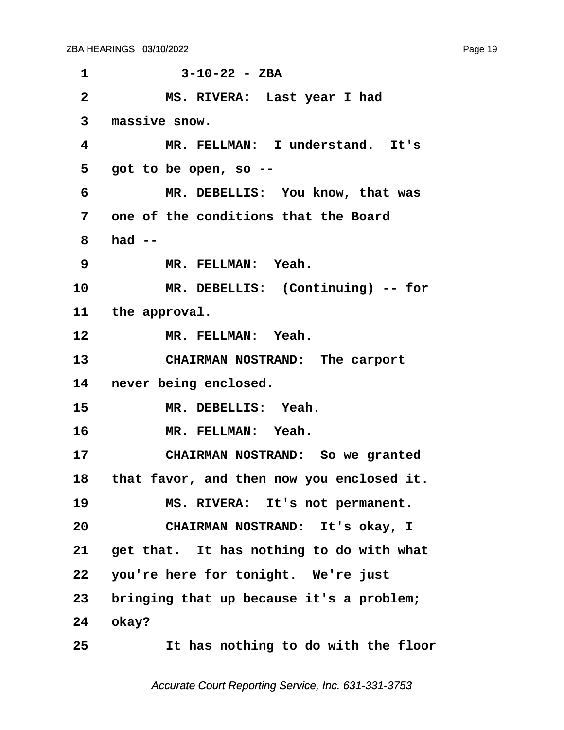1 3-10-22 - ZBA

2 MS. RIVERA: Last year I had

3 massive snow.

4 MR. FELLMAN: I understand. It's

5 got to be open, so --

6 MR. DEBELLIS: You know, that was

7 one of the conditions that the Board

8 had --

9 MR. FELLMAN: Yeah.

10 MR. DEBELLIS: (Continuing) -- for

11 the approval.

12 MR. FELLMAN: Yeah.

13 CHAIRMAN NOSTRAND: The carport

14 never being enclosed.

15 MR. DEBELLIS: Yeah.

16 MR. FELLMAN: Yeah.

17 CHAIRMAN NOSTRAND: So we granted

18 that favor, and then now you enclosed it.

19 MS. RIVERA: It's not permanent.

20 CHAIRMAN NOSTRAND: It's okay, I

21 get that. It has nothing to do with what

22 you're here for tonight. We're just

23 bringing that up because it's a problem;

24 okay?

25 It has nothing to do with the floor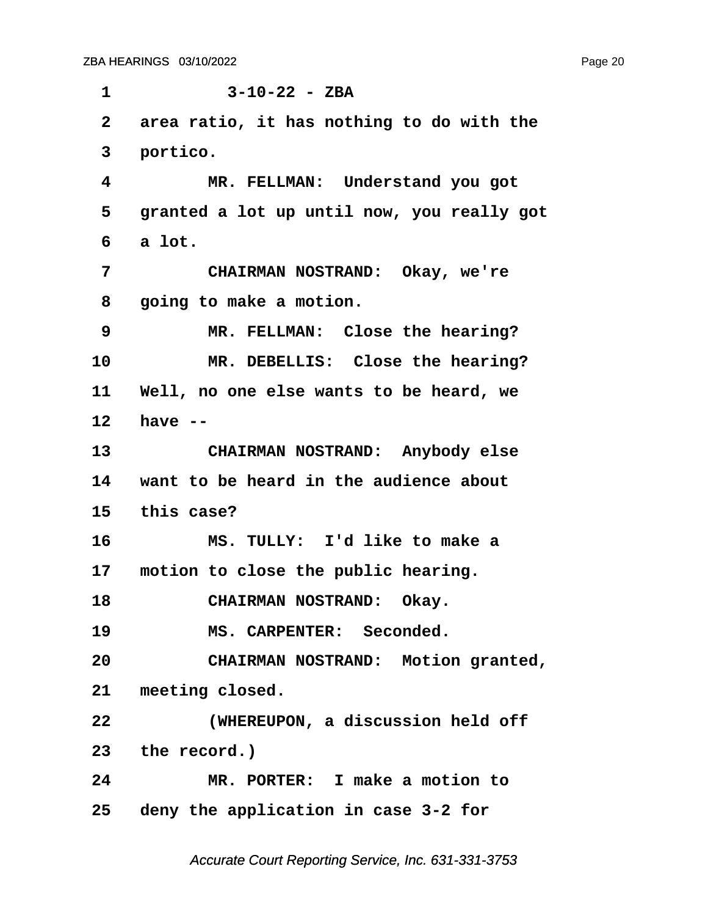3-10-22 - ZBA

area ratio, it has nothing to do with the portico.

MR. FELLMAN: Understand you got granted a lot up until now, you really got a lot.

CHAIRMAN NOSTRAND: Okay, we're going to make a motion.

MR. FELLMAN: Close the hearing?

MR. DEBELLIS: Close the hearing? Well, no one else wants to be heard, we have --

CHAIRMAN NOSTRAND: Anybody else want to be heard in the audience about this case?

MS. TULLY: I'd like to make a motion to close the public hearing.

CHAIRMAN NOSTRAND: Okay.

MS. CARPENTER: Seconded.

CHAIRMAN NOSTRAND: Motion granted, meeting closed.

(WHEREUPON, a discussion held off the record.)

MR. PORTER: I make a motion to deny the application in case 3-2 for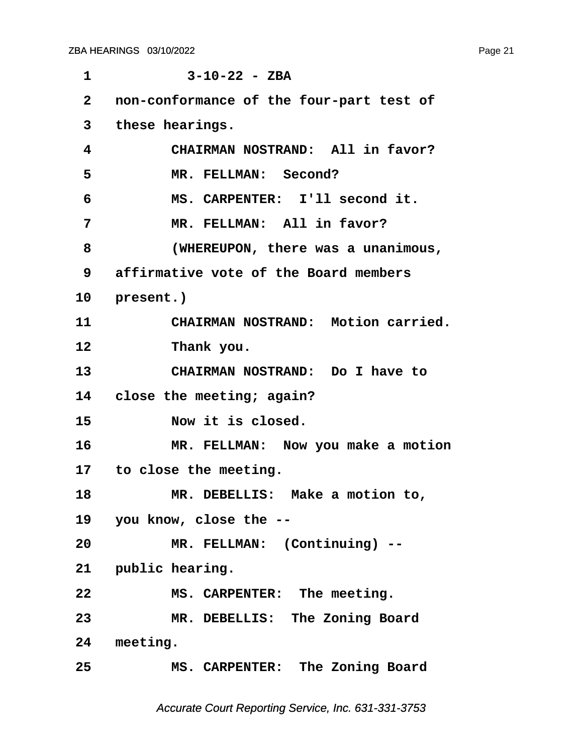3-10-22 - ZBA

non-conformance of the four-part test of these hearings.

CHAIRMAN NOSTRAND: All in favor?

MR. FELLMAN: Second?

MS. CARPENTER: I'll second it.

MR. FELLMAN: All in favor?

(WHEREUPON, there was a unanimous, affirmative vote of the Board members present.)

CHAIRMAN NOSTRAND: Motion carried.

Thank you.

CHAIRMAN NOSTRAND: Do I have to close the meeting; again?

Now it is closed.

MR. FELLMAN: Now you make a motion to close the meeting.

MR. DEBELLIS: Make a motion to, you know, close the --

MR. FELLMAN: (Continuing) -- public hearing.

MS. CARPENTER: The meeting.

MR. DEBELLIS: The Zoning Board meeting.

MS. CARPENTER: The Zoning Board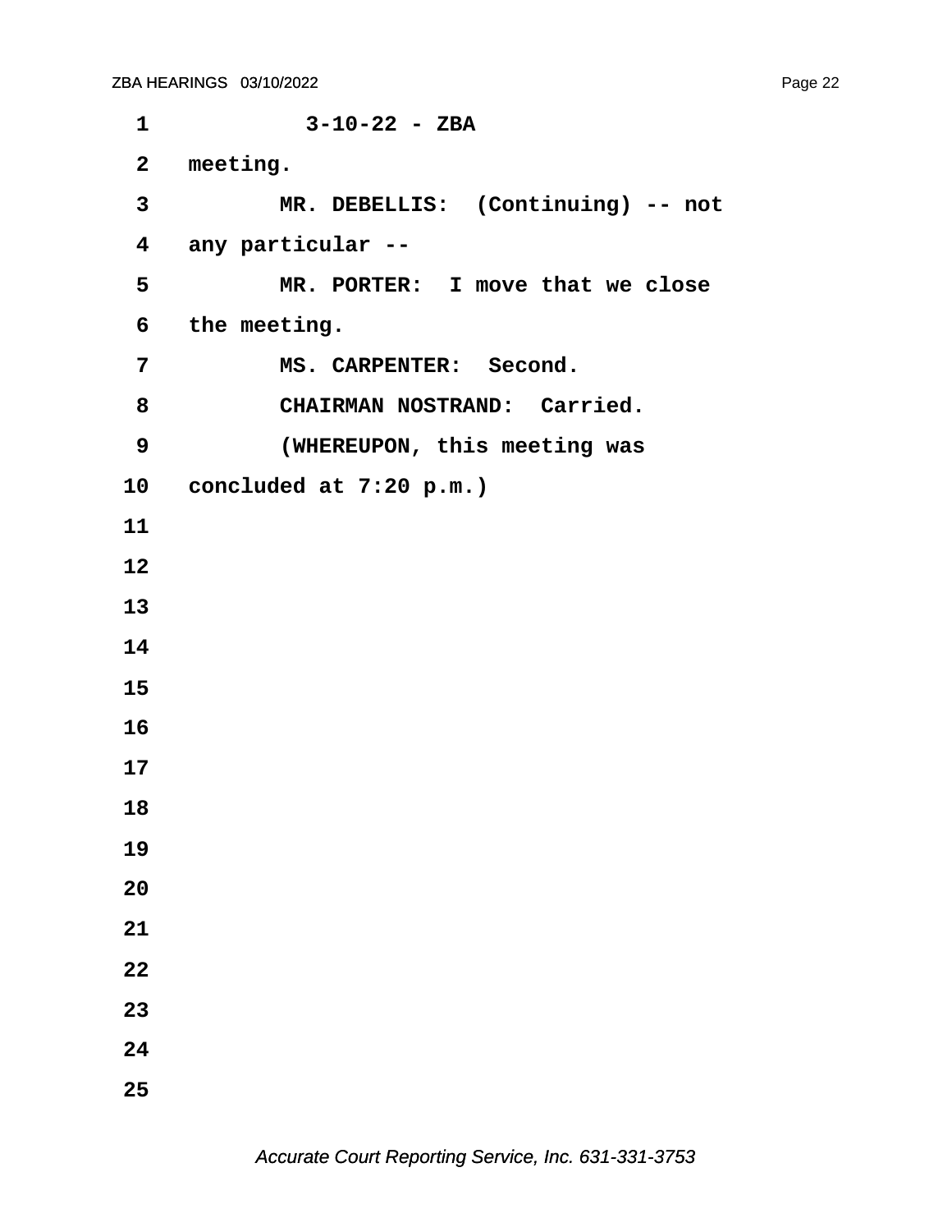3-10-22 - ZBA

meeting.

MR. DEBELLIS: (Continuing) -- not any particular --

MR. PORTER: I move that we close the meeting.

MS. CARPENTER: Second.

CHAIRMAN NOSTRAND: Carried.

(WHEREUPON, this meeting was concluded at 7:20 p.m.)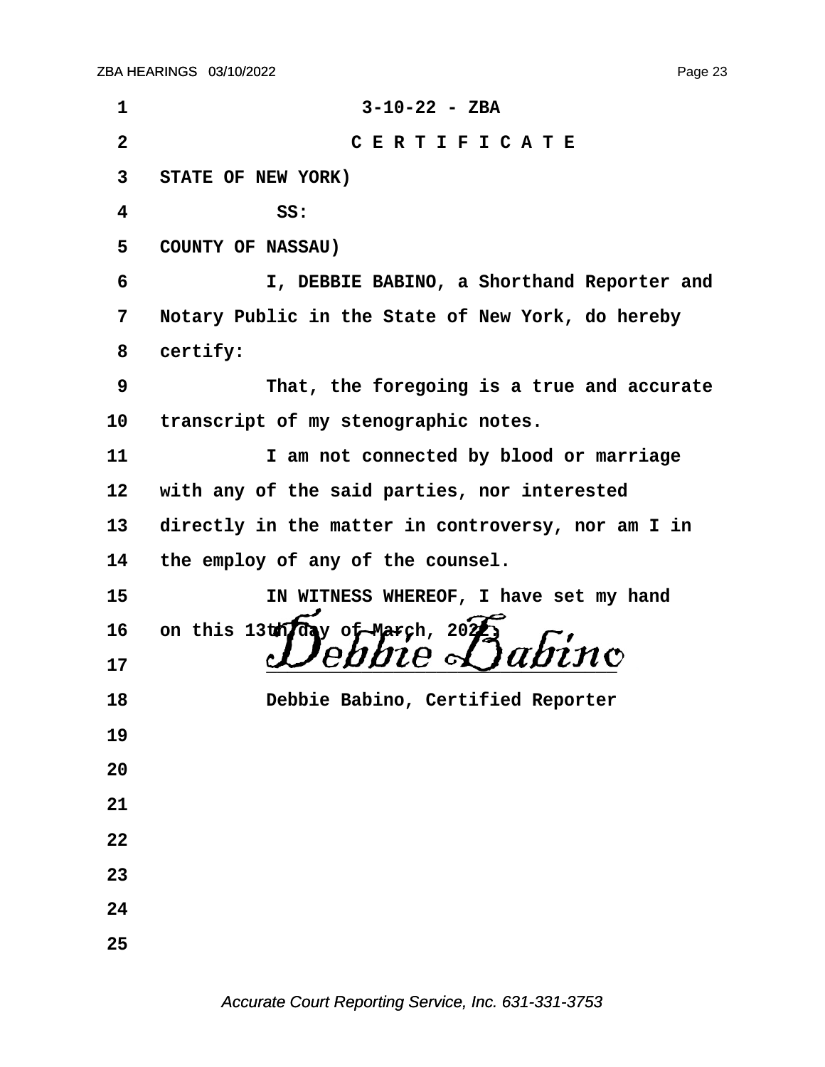3-10-22 - ZBA

C E R T I F I C A T E

STATE OF NEW YORK)

SS:

COUNTY OF NASSAU)

I, DEBBIE BABINO, a Shorthand Reporter and Notary Public in the State of New York, do hereby certify:

That, the foregoing is a true and accurate transcript of my stenographic notes.

I am not connected by blood or marriage with any of the said parties, nor interested directly in the matter in controversy, nor am I in the employ of any of the counsel.

IN WITNESS WHEREOF, I have set my hand on this 13th day of March, 2022.

Debbie Babino

Debbie Babino, Certified Reporter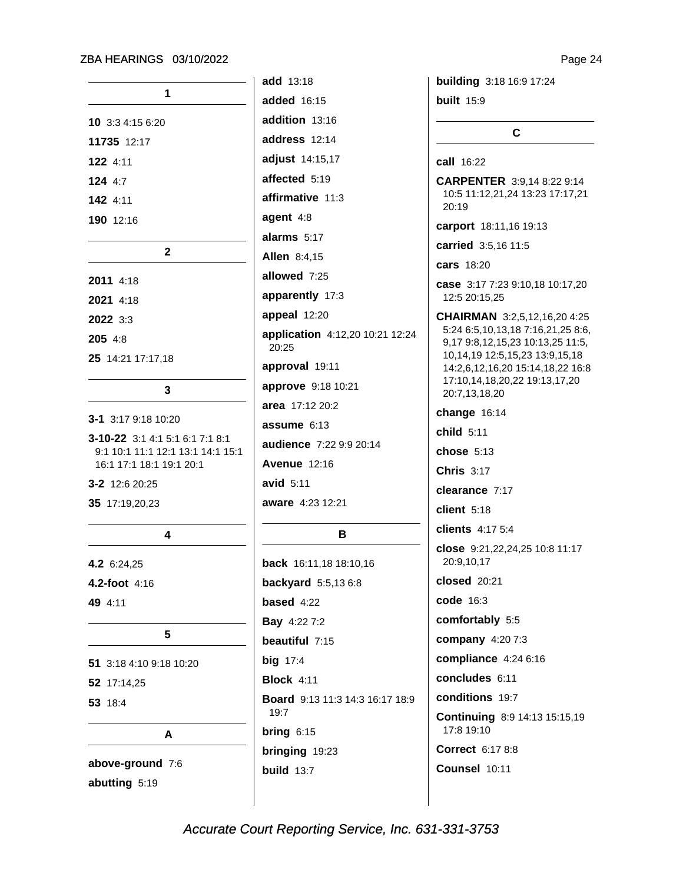## 1

**10** 3:3 4:15 6:20

**11735** 12:17

**122** 4:11

**124** 4:7

**142** 4:11

**190** 12:16

## 2

**2011** 4:18

**2021** 4:18

**2022** 3:3

**205** 4:8

**25** 14:21 17:17,18

## 3

**3-1** 3:17 9:18 10:20

**3-10-22** 3:1 4:1 5:1 6:1 7:1 8:1 9:1 10:1 11:1 12:1 13:1 14:1 15:1 16:1 17:1 18:1 19:1 20:1

**3-2** 12:6 20:25

**35** 17:19,20,23

## 4

**4.2** 6:24,25

**4.2-foot** 4:16

**49** 4:11

## 5

**51** 3:18 4:10 9:18 10:20

**52** 17:14,25

**53** 18:4

## A

**above-ground** 7:6

**abutting** 5:19

**add** 13:18

**added** 16:15

**addition** 13:16

**address** 12:14

**adjust** 14:15,17

**affected** 5:19

**affirmative** 11:3

**agent** 4:8

**alarms** 5:17

**Allen** 8:4,15

**allowed** 7:25

**apparently** 17:3

**appeal** 12:20

**application** 4:12,20 10:21 12:24 20:25

**approval** 19:11

**approve** 9:18 10:21

**area** 17:12 20:2

**assume** 6:13

**audience** 7:22 9:9 20:14

**Avenue** 12:16

**avid** 5:11

**aware** 4:23 12:21

## B

**back** 16:11,18 18:10,16

**backyard** 5:5,13 6:8

**based** 4:22

**Bay** 4:22 7:2

**beautiful** 7:15

**big** 17:4

**Block** 4:11

**Board** 9:13 11:3 14:3 16:17 18:9 19:7

**bring** 6:15

**bringing** 19:23

**build** 13:7

**building** 3:18 16:9 17:24

**built** 15:9

## C

**call** 16:22

**CARPENTER** 3:9,14 8:22 9:14 10:5 11:12,21,24 13:23 17:17,21 20:19

**carport** 18:11,16 19:13

**carried** 3:5,16 11:5

**cars** 18:20

**case** 3:17 7:23 9:10,18 10:17,20 12:5 20:15,25

**CHAIRMAN** 3:2,5,12,16,20 4:25 5:24 6:5,10,13,18 7:16,21,25 8:6, 9,17 9:8,12,15,23 10:13,25 11:5, 10,14,19 12:5,15,23 13:9,15,18 14:2,6,12,16,20 15:14,18,22 16:8 17:10,14,18,20,22 19:13,17,20 20:7,13,18,20

**change** 16:14

**child** 5:11

**chose** 5:13

**Chris** 3:17

**clearance** 7:17

**client** 5:18

**clients** 4:17 5:4

**close** 9:21,22,24,25 10:8 11:17 20:9,10,17

**closed** 20:21

**code** 16:3

**comfortably** 5:5

**company** 4:20 7:3

**compliance** 4:24 6:16

**concludes** 6:11

**conditions** 19:7

**Continuing** 8:9 14:13 15:15,19 17:8 19:10

**Correct** 6:17 8:8

**Counsel** 10:11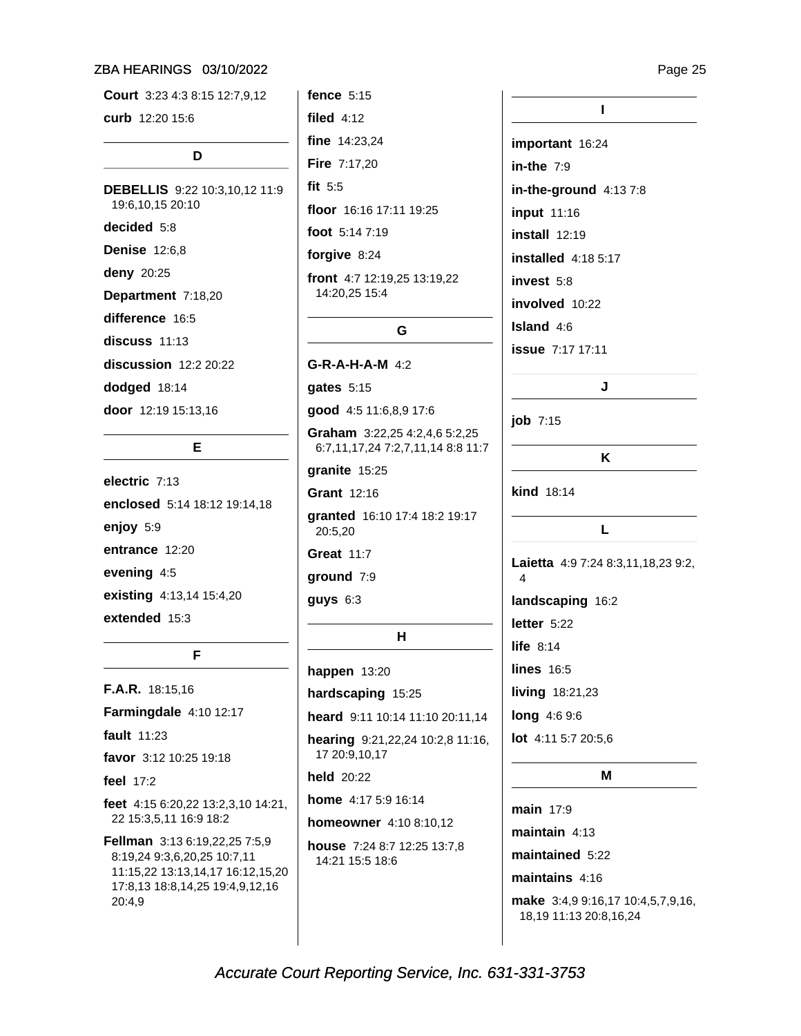**Court** 3:23 4:3 8:15 12:7,9,12

**curb** 12:20 15:6

## D

**DEBELLIS** 9:22 10:3,10,12 11:9 19:6,10,15 20:10

**decided** 5:8

**Denise** 12:6,8

**deny** 20:25

**Department** 7:18,20

**difference** 16:5

**discuss** 11:13

**discussion** 12:2 20:22

**dodged** 18:14

**door** 12:19 15:13,16

## E

**electric** 7:13

**enclosed** 5:14 18:12 19:14,18

**enjoy** 5:9

**entrance** 12:20

**evening** 4:5

**existing** 4:13,14 15:4,20

**extended** 15:3

## F

**F.A.R.** 18:15,16

**Farmingdale** 4:10 12:17

**fault** 11:23

**favor** 3:12 10:25 19:18

**feel** 17:2

**feet** 4:15 6:20,22 13:2,3,10 14:21, 22 15:3,5,11 16:9 18:2

**Fellman** 3:13 6:19,22,25 7:5,9 8:19,24 9:3,6,20,25 10:7,11 11:15,22 13:13,14,17 16:12,15,20 17:8,13 18:8,14,25 19:4,9,12,16 20:4,9

**fence** 5:15

**filed** 4:12

**fine** 14:23,24

**Fire** 7:17,20

**fit** 5:5

**floor** 16:16 17:11 19:25

**foot** 5:14 7:19

**forgive** 8:24

**front** 4:7 12:19,25 13:19,22 14:20,25 15:4

## G

**G-R-A-H-A-M** 4:2

**gates** 5:15

**good** 4:5 11:6,8,9 17:6

**Graham** 3:22,25 4:2,4,6 5:2,25 6:7,11,17,24 7:2,7,11,14 8:8 11:7

**granite** 15:25

**Grant** 12:16

**granted** 16:10 17:4 18:2 19:17 20:5,20

**Great** 11:7

**ground** 7:9

**guys** 6:3

## H

**happen** 13:20

**hardscaping** 15:25

**heard** 9:11 10:14 11:10 20:11,14

**hearing** 9:21,22,24 10:2,8 11:16, 17 20:9,10,17

**held** 20:22

**home** 4:17 5:9 16:14

**homeowner** 4:10 8:10,12

**house** 7:24 8:7 12:25 13:7,8 14:21 15:5 18:6

## I

**important** 16:24

**in-the** 7:9

**in-the-ground** 4:13 7:8

**input** 11:16

**install** 12:19

**installed** 4:18 5:17

**invest** 5:8

**involved** 10:22

**Island** 4:6

**issue** 7:17 17:11

## J

**job** 7:15

## K

**kind** 18:14

## L

**Laietta** 4:9 7:24 8:3,11,18,23 9:2, 4

**landscaping** 16:2

**letter** 5:22

**life** 8:14

**lines** 16:5

**living** 18:21,23

**long** 4:6 9:6

**lot** 4:11 5:7 20:5,6

## M

**main** 17:9

**maintain** 4:13

**maintained** 5:22

**maintains** 4:16

**make** 3:4,9 9:16,17 10:4,5,7,9,16, 18,19 11:13 20:8,16,24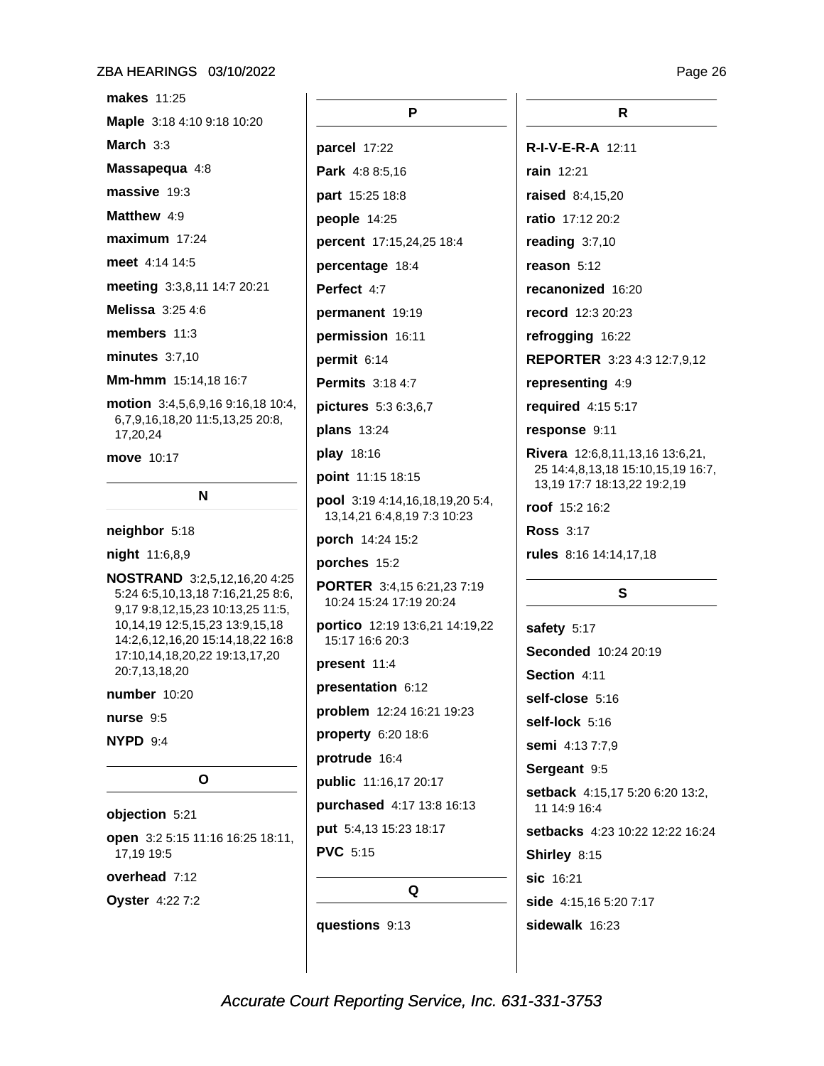**makes** 11:25

**Maple** 3:18 4:10 9:18 10:20

**March** 3:3

**Massapequa** 4:8

**massive** 19:3

**Matthew** 4:9

**maximum** 17:24

**meet** 4:14 14:5

**meeting** 3:3,8,11 14:7 20:21

**Melissa** 3:25 4:6

**members** 11:3

**minutes** 3:7,10

**Mm-hmm** 15:14,18 16:7

**motion** 3:4,5,6,9,16 9:16,18 10:4, 6,7,9,16,18,20 11:5,13,25 20:8, 17,20,24

**move** 10:17

## N

**neighbor** 5:18

**night** 11:6,8,9

**NOSTRAND** 3:2,5,12,16,20 4:25 5:24 6:5,10,13,18 7:16,21,25 8:6, 9,17 9:8,12,15,23 10:13,25 11:5, 10,14,19 12:5,15,23 13:9,15,18 14:2,6,12,16,20 15:14,18,22 16:8 17:10,14,18,20,22 19:13,17,20 20:7,13,18,20

**number** 10:20

**nurse** 9:5

**NYPD** 9:4

## O

**objection** 5:21

**open** 3:2 5:15 11:16 16:25 18:11, 17,19 19:5

**overhead** 7:12

**Oyster** 4:22 7:2

## P

**parcel** 17:22

**Park** 4:8 8:5,16

**part** 15:25 18:8

**people** 14:25

**percent** 17:15,24,25 18:4

**percentage** 18:4

**Perfect** 4:7

**permanent** 19:19

**permission** 16:11

**permit** 6:14

**Permits** 3:18 4:7

**pictures** 5:3 6:3,6,7

**plans** 13:24

**play** 18:16

**point** 11:15 18:15

**pool** 3:19 4:14,16,18,19,20 5:4, 13,14,21 6:4,8,19 7:3 10:23

**porch** 14:24 15:2

**porches** 15:2

**PORTER** 3:4,15 6:21,23 7:19 10:24 15:24 17:19 20:24

**portico** 12:19 13:6,21 14:19,22 15:17 16:6 20:3

**present** 11:4

**presentation** 6:12

**problem** 12:24 16:21 19:23

**property** 6:20 18:6

**protrude** 16:4

**public** 11:16,17 20:17

**purchased** 4:17 13:8 16:13

**put** 5:4,13 15:23 18:17

**PVC** 5:15

## Q

**questions** 9:13

## R

**R-I-V-E-R-A** 12:11

**rain** 12:21

**raised** 8:4,15,20

**ratio** 17:12 20:2

**reading** 3:7,10

**reason** 5:12

**recanonized** 16:20

**record** 12:3 20:23

**refrogging** 16:22

**REPORTER** 3:23 4:3 12:7,9,12

**representing** 4:9

**required** 4:15 5:17

**response** 9:11

**Rivera** 12:6,8,11,13,16 13:6,21, 25 14:4,8,13,18 15:10,15,19 16:7, 13,19 17:7 18:13,22 19:2,19

**roof** 15:2 16:2

**Ross** 3:17

**rules** 8:16 14:14,17,18

## S

**safety** 5:17

**Seconded** 10:24 20:19

**Section** 4:11

**self-close** 5:16

**self-lock** 5:16

**semi** 4:13 7:7,9

**Sergeant** 9:5

**setback** 4:15,17 5:20 6:20 13:2, 11 14:9 16:4

**setbacks** 4:23 10:22 12:22 16:24

**Shirley** 8:15

**sic** 16:21

**side** 4:15,16 5:20 7:17

**sidewalk** 16:23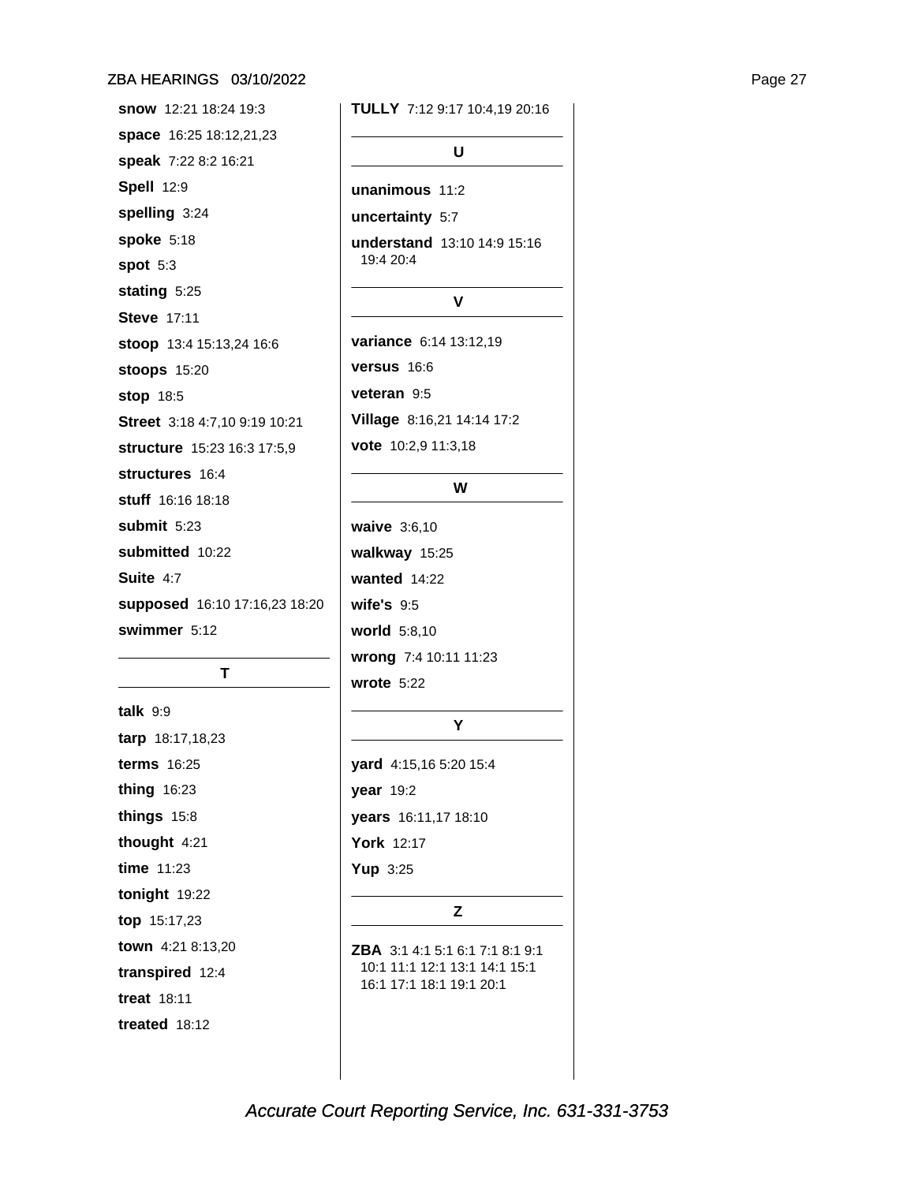**snow** 12:21 18:24 19:3
**space** 16:25 18:12,21,23
**speak** 7:22 8:2 16:21
**Spell** 12:9
**spelling** 3:24
**spoke** 5:18
**spot** 5:3
**stating** 5:25
**Steve** 17:11
**stoop** 13:4 15:13,24 16:6
**stoops** 15:20
**stop** 18:5
**Street** 3:18 4:7,10 9:19 10:21
**structure** 15:23 16:3 17:5,9
**structures** 16:4
**stuff** 16:16 18:18
**submit** 5:23
**submitted** 10:22
**Suite** 4:7
**supposed** 16:10 17:16,23 18:20
**swimmer** 5:12

## T

**talk** 9:9
**tarp** 18:17,18,23
**terms** 16:25
**thing** 16:23
**things** 15:8
**thought** 4:21
**time** 11:23
**tonight** 19:22
**top** 15:17,23
**town** 4:21 8:13,20
**transpired** 12:4
**treat** 18:11
**treated** 18:12
**TULLY** 7:12 9:17 10:4,19 20:16

## U

**unanimous** 11:2
**uncertainty** 5:7
**understand** 13:10 14:9 15:16 19:4 20:4

## V

**variance** 6:14 13:12,19
**versus** 16:6
**veteran** 9:5
**Village** 8:16,21 14:14 17:2
**vote** 10:2,9 11:3,18

## W

**waive** 3:6,10
**walkway** 15:25
**wanted** 14:22
**wife's** 9:5
**world** 5:8,10
**wrong** 7:4 10:11 11:23
**wrote** 5:22

## Y

**yard** 4:15,16 5:20 15:4
**year** 19:2
**years** 16:11,17 18:10
**York** 12:17
**Yup** 3:25

## Z

**ZBA** 3:1 4:1 5:1 6:1 7:1 8:1 9:1 10:1 11:1 12:1 13:1 14:1 15:1 16:1 17:1 18:1 19:1 20:1